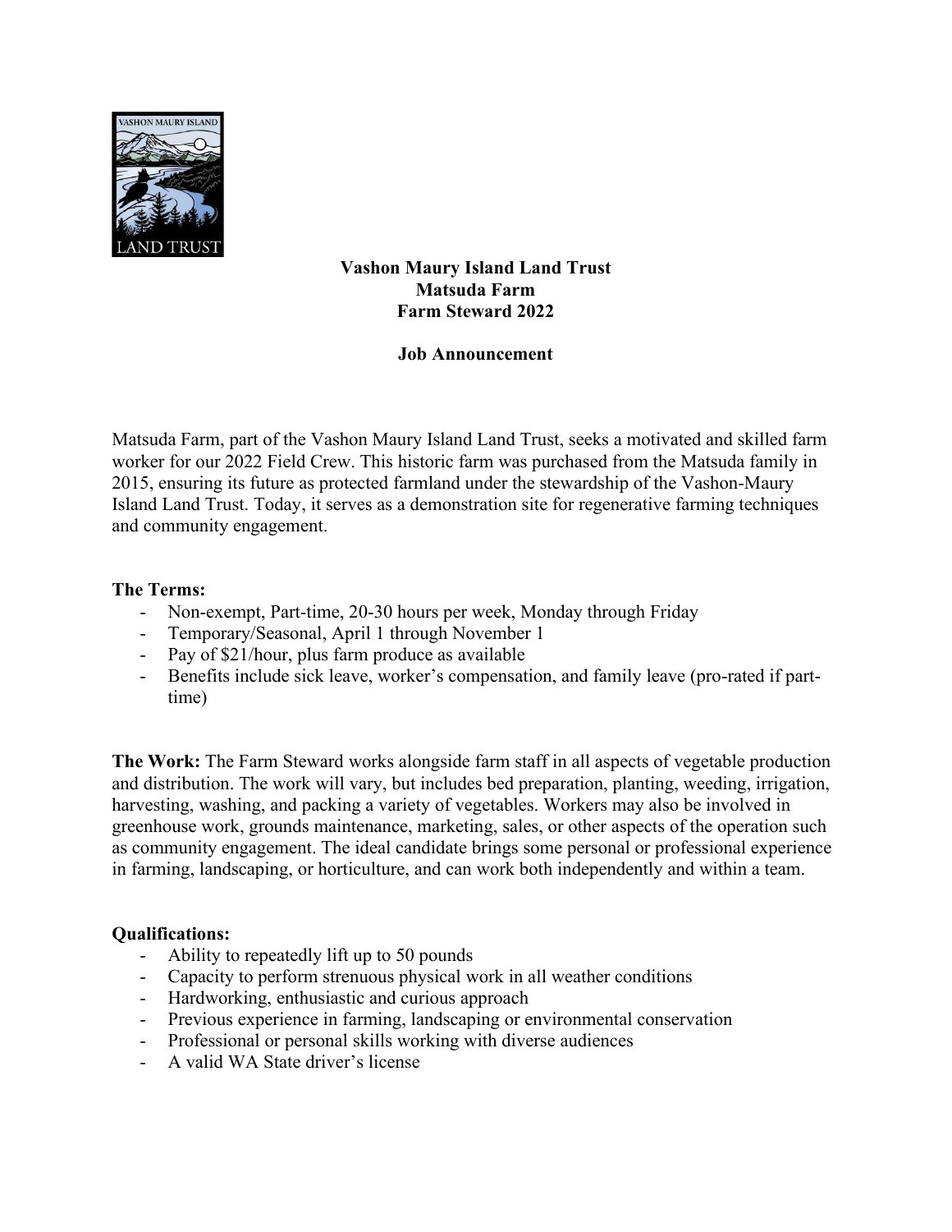**Vashon Maury Island Land Trust**
**Matsuda Farm**
**Farm Steward 2022**

**Job Announcement**

Matsuda Farm, part of the Vashon Maury Island Land Trust, seeks a motivated and skilled farm worker for our 2022 Field Crew. This historic farm was purchased from the Matsuda family in 2015, ensuring its future as protected farmland under the stewardship of the Vashon-Maury Island Land Trust. Today, it serves as a demonstration site for regenerative farming techniques and community engagement.

**The Terms:**

- Non-exempt, Part-time, 20-30 hours per week, Monday through Friday
- Temporary/Seasonal, April 1 through November 1
- Pay of $21/hour, plus farm produce as available
- Benefits include sick leave, worker's compensation, and family leave (pro-rated if part-time)

**The Work:** The Farm Steward works alongside farm staff in all aspects of vegetable production and distribution. The work will vary, but includes bed preparation, planting, weeding, irrigation, harvesting, washing, and packing a variety of vegetables. Workers may also be involved in greenhouse work, grounds maintenance, marketing, sales, or other aspects of the operation such as community engagement. The ideal candidate brings some personal or professional experience in farming, landscaping, or horticulture, and can work both independently and within a team.

**Qualifications:**

- Ability to repeatedly lift up to 50 pounds
- Capacity to perform strenuous physical work in all weather conditions
- Hardworking, enthusiastic and curious approach
- Previous experience in farming, landscaping or environmental conservation
- Professional or personal skills working with diverse audiences
- A valid WA State driver's license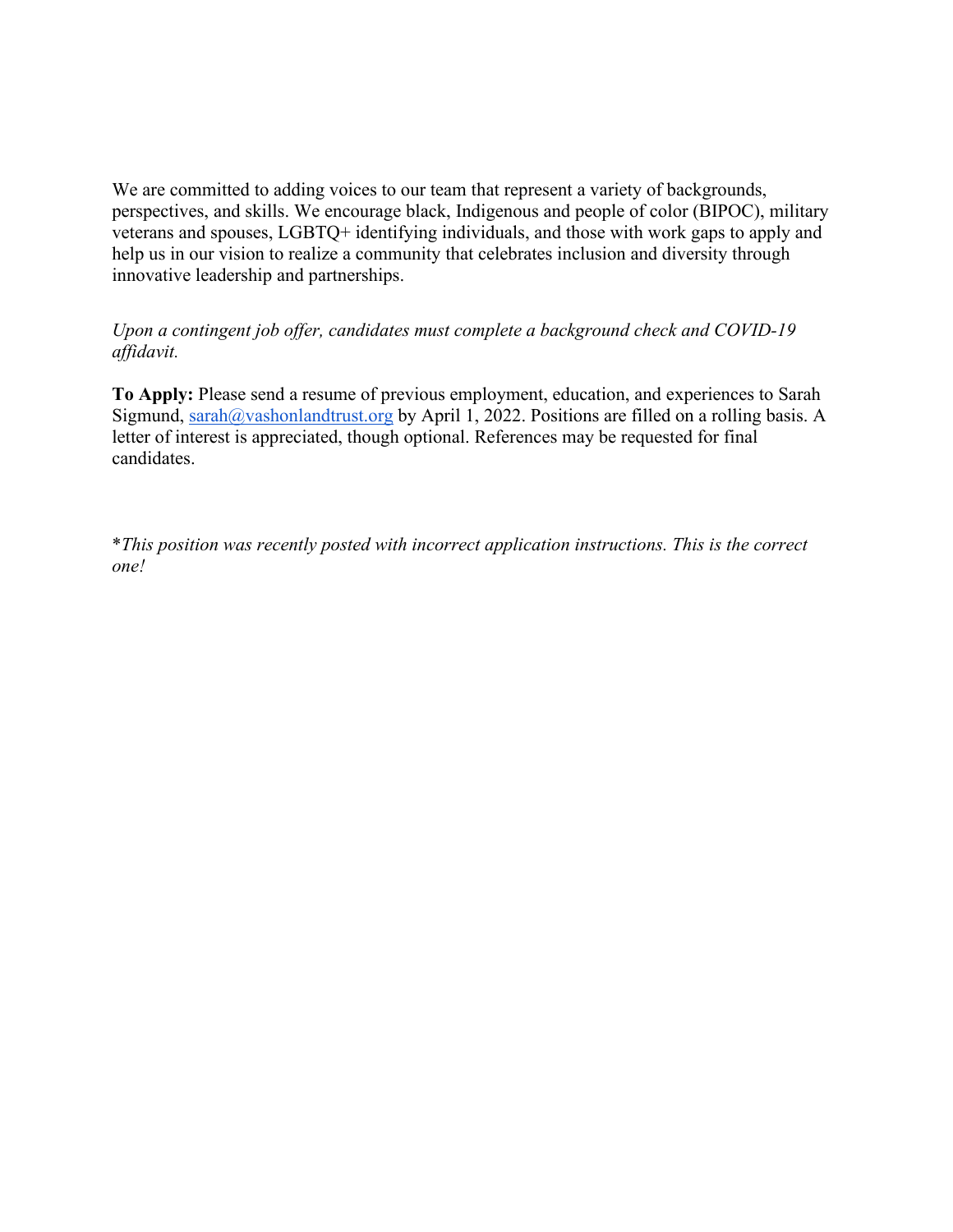We are committed to adding voices to our team that represent a variety of backgrounds, perspectives, and skills. We encourage black, Indigenous and people of color (BIPOC), military veterans and spouses, LGBTQ+ identifying individuals, and those with work gaps to apply and help us in our vision to realize a community that celebrates inclusion and diversity through innovative leadership and partnerships.

*Upon a contingent job offer, candidates must complete a background check and COVID-19 affidavit.*

**To Apply:** Please send a resume of previous employment, education, and experiences to Sarah Sigmund, sarah@vashonlandtrust.org by April 1, 2022. Positions are filled on a rolling basis. A letter of interest is appreciated, though optional. References may be requested for final candidates.

\**This position was recently posted with incorrect application instructions. This is the correct one!*